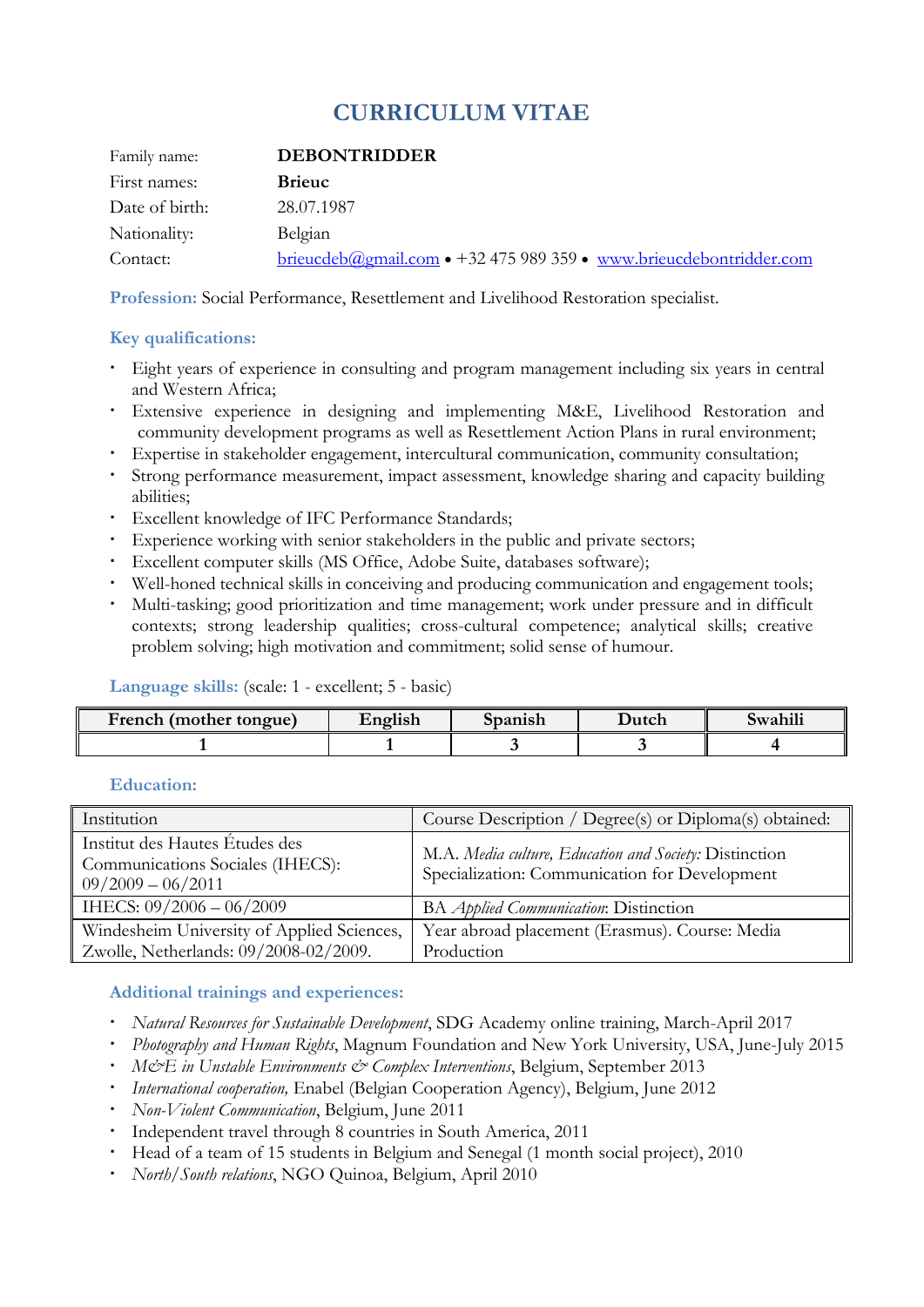# CURRICULUM VITAE

| | |
|---|---|
| Family name: | **DEBONTRIDDER** |
| First names: | **Brieuc** |
| Date of birth: | 28.07.1987 |
| Nationality: | Belgian |
| Contact: | brieucdeb@gmail.com • +32 475 989 359 • www.brieucdebontridder.com |

**Profession:** Social Performance, Resettlement and Livelihood Restoration specialist.

## Key qualifications:

- Eight years of experience in consulting and program management including six years in central and Western Africa;
- Extensive experience in designing and implementing M&E, Livelihood Restoration and community development programs as well as Resettlement Action Plans in rural environment;
- Expertise in stakeholder engagement, intercultural communication, community consultation;
- Strong performance measurement, impact assessment, knowledge sharing and capacity building abilities;
- Excellent knowledge of IFC Performance Standards;
- Experience working with senior stakeholders in the public and private sectors;
- Excellent computer skills (MS Office, Adobe Suite, databases software);
- Well-honed technical skills in conceiving and producing communication and engagement tools;
- Multi-tasking; good prioritization and time management; work under pressure and in difficult contexts; strong leadership qualities; cross-cultural competence; analytical skills; creative problem solving; high motivation and commitment; solid sense of humour.

## Language skills: (scale: 1 - excellent; 5 - basic)

| French (mother tongue) | English | Spanish | Dutch | Swahili |
|---|---|---|---|---|
| 1 | 1 | 3 | 3 | 4 |

## Education:

| Institution | Course Description / Degree(s) or Diploma(s) obtained: |
|---|---|
| Institut des Hautes Études des Communications Sociales (IHECS): 09/2009 – 06/2011 | M.A. *Media culture, Education and Society:* Distinction<br>Specialization: Communication for Development |
| IHECS: 09/2006 – 06/2009 | BA *Applied Communication*: Distinction |
| Windesheim University of Applied Sciences, Zwolle, Netherlands: 09/2008-02/2009. | Year abroad placement (Erasmus). Course: Media Production |

## Additional trainings and experiences:

- *Natural Resources for Sustainable Development*, SDG Academy online training, March-April 2017
- *Photography and Human Rights*, Magnum Foundation and New York University, USA, June-July 2015
- *M&E in Unstable Environments & Complex Interventions*, Belgium, September 2013
- *International cooperation,* Enabel (Belgian Cooperation Agency), Belgium, June 2012
- *Non-Violent Communication*, Belgium, June 2011
- Independent travel through 8 countries in South America, 2011
- Head of a team of 15 students in Belgium and Senegal (1 month social project), 2010
- *North/South relations*, NGO Quinoa, Belgium, April 2010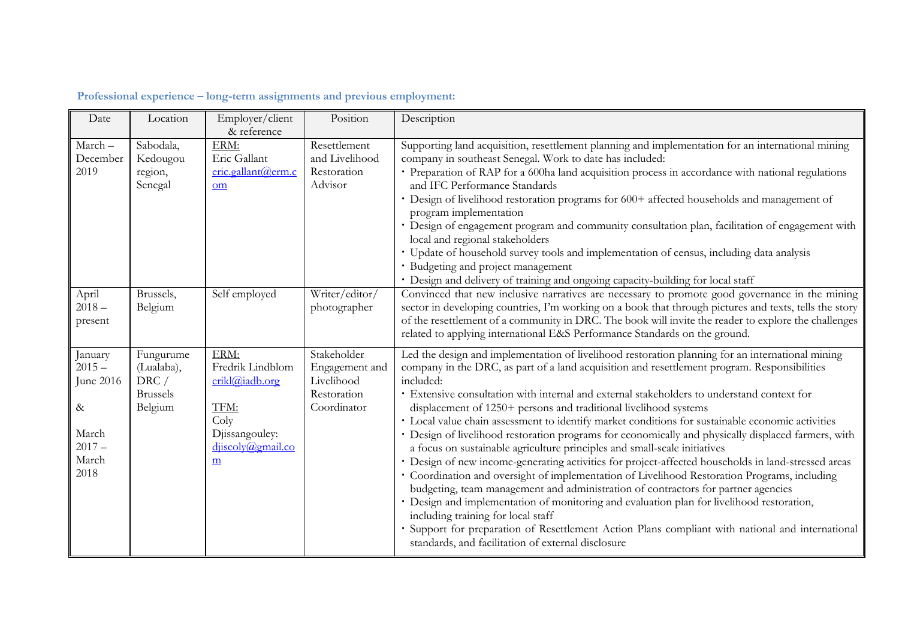**Professional experience – long-term assignments and previous employment:**

| Date | Location | Employer/client & reference | Position | Description |
|---|---|---|---|---|
| March – December 2019 | Sabodala, Kedougou region, Senegal | ERM: Eric Gallant eric.gallant@erm.com | Resettlement and Livelihood Restoration Advisor | Supporting land acquisition, resettlement planning and implementation for an international mining company in southeast Senegal. Work to date has included:<br>• Preparation of RAP for a 600ha land acquisition process in accordance with national regulations and IFC Performance Standards<br>• Design of livelihood restoration programs for 600+ affected households and management of program implementation<br>• Design of engagement program and community consultation plan, facilitation of engagement with local and regional stakeholders<br>• Update of household survey tools and implementation of census, including data analysis<br>• Budgeting and project management<br>• Design and delivery of training and ongoing capacity-building for local staff |
| April 2018 – present | Brussels, Belgium | Self employed | Writer/editor/ photographer | Convinced that new inclusive narratives are necessary to promote good governance in the mining sector in developing countries, I'm working on a book that through pictures and texts, tells the story of the resettlement of a community in DRC. The book will invite the reader to explore the challenges related to applying international E&S Performance Standards on the ground. |
| January 2015 – June 2016<br><br>&<br><br>March 2017 – March 2018 | Fungurume (Lualaba), DRC / Brussels Belgium | ERM: Fredrik Lindblom erikl@iadb.org<br><br>TFM: Coly Djissangouley: djiscoly@gmail.com | Stakeholder Engagement and Livelihood Restoration Coordinator | Led the design and implementation of livelihood restoration planning for an international mining company in the DRC, as part of a land acquisition and resettlement program. Responsibilities included:<br>• Extensive consultation with internal and external stakeholders to understand context for displacement of 1250+ persons and traditional livelihood systems<br>• Local value chain assessment to identify market conditions for sustainable economic activities<br>• Design of livelihood restoration programs for economically and physically displaced farmers, with a focus on sustainable agriculture principles and small-scale initiatives<br>• Design of new income-generating activities for project-affected households in land-stressed areas<br>• Coordination and oversight of implementation of Livelihood Restoration Programs, including budgeting, team management and administration of contractors for partner agencies<br>• Design and implementation of monitoring and evaluation plan for livelihood restoration, including training for local staff<br>• Support for preparation of Resettlement Action Plans compliant with national and international standards, and facilitation of external disclosure |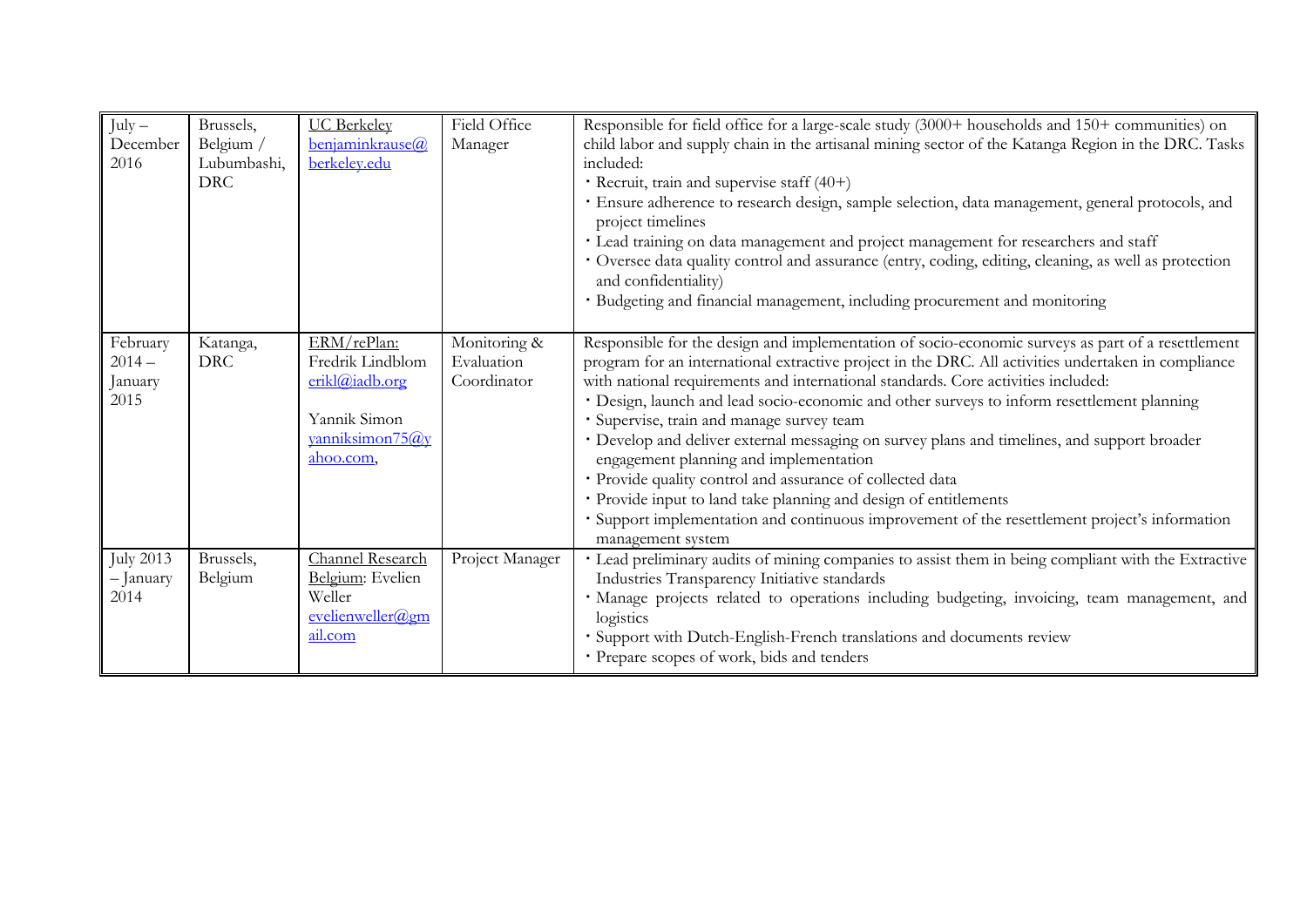| | | | | |
|---|---|---|---|---|
| July – December 2016 | Brussels, Belgium / Lubumbashi, DRC | UC Berkeley benjaminkrause@berkeley.edu | Field Office Manager | Responsible for field office for a large-scale study (3000+ households and 150+ communities) on child labor and supply chain in the artisanal mining sector of the Katanga Region in the DRC. Tasks included:<br>· Recruit, train and supervise staff (40+)<br>· Ensure adherence to research design, sample selection, data management, general protocols, and project timelines<br>· Lead training on data management and project management for researchers and staff<br>· Oversee data quality control and assurance (entry, coding, editing, cleaning, as well as protection and confidentiality)<br>· Budgeting and financial management, including procurement and monitoring |
| February 2014 – January 2015 | Katanga, DRC | ERM/rePlan: Fredrik Lindblom erikl@iadb.org<br><br>Yannik Simon yanniksimon75@yahoo.com, | Monitoring & Evaluation Coordinator | Responsible for the design and implementation of socio-economic surveys as part of a resettlement program for an international extractive project in the DRC. All activities undertaken in compliance with national requirements and international standards. Core activities included:<br>· Design, launch and lead socio-economic and other surveys to inform resettlement planning<br>· Supervise, train and manage survey team<br>· Develop and deliver external messaging on survey plans and timelines, and support broader engagement planning and implementation<br>· Provide quality control and assurance of collected data<br>· Provide input to land take planning and design of entitlements<br>· Support implementation and continuous improvement of the resettlement project's information management system |
| July 2013 – January 2014 | Brussels, Belgium | Channel Research Belgium: Evelien Weller evelienweller@gmail.com | Project Manager | · Lead preliminary audits of mining companies to assist them in being compliant with the Extractive Industries Transparency Initiative standards<br>· Manage projects related to operations including budgeting, invoicing, team management, and logistics<br>· Support with Dutch-English-French translations and documents review<br>· Prepare scopes of work, bids and tenders |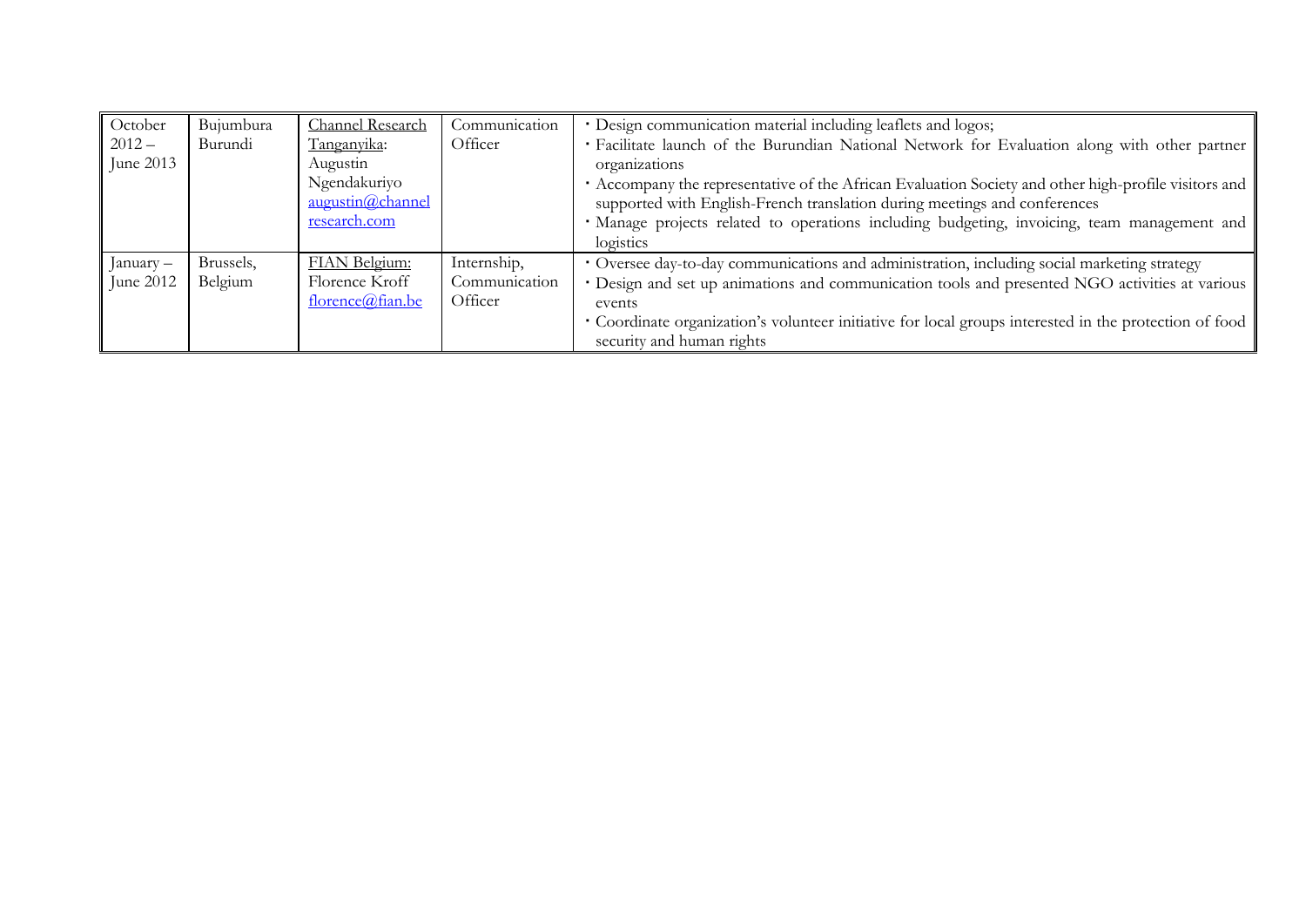| | | | | |
|---|---|---|---|---|
| October 2012 – June 2013 | Bujumbura Burundi | Channel Research Tanganyika: Augustin Ngendakuriyo augustin@channelresearch.com | Communication Officer | • Design communication material including leaflets and logos;<br>• Facilitate launch of the Burundian National Network for Evaluation along with other partner organizations<br>• Accompany the representative of the African Evaluation Society and other high-profile visitors and supported with English-French translation during meetings and conferences<br>• Manage projects related to operations including budgeting, invoicing, team management and logistics |
| January – June 2012 | Brussels, Belgium | FIAN Belgium: Florence Kroff florence@fian.be | Internship, Communication Officer | • Oversee day-to-day communications and administration, including social marketing strategy<br>• Design and set up animations and communication tools and presented NGO activities at various events<br>• Coordinate organization's volunteer initiative for local groups interested in the protection of food security and human rights |